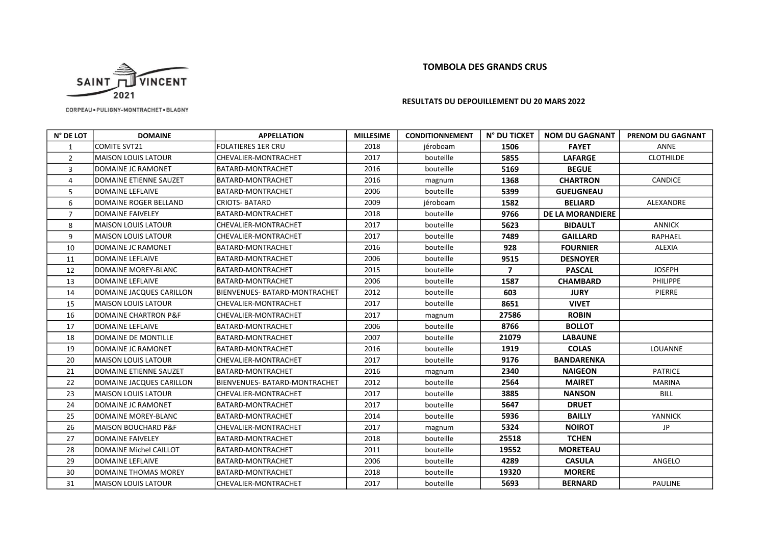SAINT VINCENT 2021

CORPEAU • PULIGNY-MONTRACHET • BLAGNY

# TOMBOLA DES GRANDS CRUS

## RESULTATS DU DEPOUILLEMENT DU 20 MARS 2022

| N° DE LOT | DOMAINE | APPELLATION | MILLESIME | CONDITIONNEMENT | N° DU TICKET | NOM DU GAGNANT | PRENOM DU GAGNANT |
|---|---|---|---|---|---|---|---|
| 1 | COMITE SVT21 | FOLATIERES 1ER CRU | 2018 | jéroboam | **1506** | **FAYET** | ANNE |
| 2 | MAISON LOUIS LATOUR | CHEVALIER-MONTRACHET | 2017 | bouteille | **5855** | **LAFARGE** | CLOTHILDE |
| 3 | DOMAINE JC RAMONET | BATARD-MONTRACHET | 2016 | bouteille | **5169** | **BEGUE** | |
| 4 | DOMAINE ETIENNE SAUZET | BATARD-MONTRACHET | 2016 | magnum | **1368** | **CHARTRON** | CANDICE |
| 5 | DOMAINE LEFLAIVE | BATARD-MONTRACHET | 2006 | bouteille | **5399** | **GUEUGNEAU** | |
| 6 | DOMAINE ROGER BELLAND | CRIOTS- BATARD | 2009 | jéroboam | **1582** | **BELIARD** | ALEXANDRE |
| 7 | DOMAINE FAIVELEY | BATARD-MONTRACHET | 2018 | bouteille | **9766** | **DE LA MORANDIERE** | |
| 8 | MAISON LOUIS LATOUR | CHEVALIER-MONTRACHET | 2017 | bouteille | **5623** | **BIDAULT** | ANNICK |
| 9 | MAISON LOUIS LATOUR | CHEVALIER-MONTRACHET | 2017 | bouteille | **7489** | **GAILLARD** | RAPHAEL |
| 10 | DOMAINE JC RAMONET | BATARD-MONTRACHET | 2016 | bouteille | **928** | **FOURNIER** | ALEXIA |
| 11 | DOMAINE LEFLAIVE | BATARD-MONTRACHET | 2006 | bouteille | **9515** | **DESNOYER** | |
| 12 | DOMAINE MOREY-BLANC | BATARD-MONTRACHET | 2015 | bouteille | **7** | **PASCAL** | JOSEPH |
| 13 | DOMAINE LEFLAIVE | BATARD-MONTRACHET | 2006 | bouteille | **1587** | **CHAMBARD** | PHILIPPE |
| 14 | DOMAINE JACQUES CARILLON | BIENVENUES- BATARD-MONTRACHET | 2012 | bouteille | **603** | **JURY** | PIERRE |
| 15 | MAISON LOUIS LATOUR | CHEVALIER-MONTRACHET | 2017 | bouteille | **8651** | **VIVET** | |
| 16 | DOMAINE CHARTRON P&F | CHEVALIER-MONTRACHET | 2017 | magnum | **27586** | **ROBIN** | |
| 17 | DOMAINE LEFLAIVE | BATARD-MONTRACHET | 2006 | bouteille | **8766** | **BOLLOT** | |
| 18 | DOMAINE DE MONTILLE | BATARD-MONTRACHET | 2007 | bouteille | **21079** | **LABAUNE** | |
| 19 | DOMAINE JC RAMONET | BATARD-MONTRACHET | 2016 | bouteille | **1919** | **COLAS** | LOUANNE |
| 20 | MAISON LOUIS LATOUR | CHEVALIER-MONTRACHET | 2017 | bouteille | **9176** | **BANDARENKA** | |
| 21 | DOMAINE ETIENNE SAUZET | BATARD-MONTRACHET | 2016 | magnum | **2340** | **NAIGEON** | PATRICE |
| 22 | DOMAINE JACQUES CARILLON | BIENVENUES- BATARD-MONTRACHET | 2012 | bouteille | **2564** | **MAIRET** | MARINA |
| 23 | MAISON LOUIS LATOUR | CHEVALIER-MONTRACHET | 2017 | bouteille | **3885** | **NANSON** | BILL |
| 24 | DOMAINE JC RAMONET | BATARD-MONTRACHET | 2017 | bouteille | **5647** | **DRUET** | |
| 25 | DOMAINE MOREY-BLANC | BATARD-MONTRACHET | 2014 | bouteille | **5936** | **BAILLY** | YANNICK |
| 26 | MAISON BOUCHARD P&F | CHEVALIER-MONTRACHET | 2017 | magnum | **5324** | **NOIROT** | JP |
| 27 | DOMAINE FAIVELEY | BATARD-MONTRACHET | 2018 | bouteille | **25518** | **TCHEN** | |
| 28 | DOMAINE Michel CAILLOT | BATARD-MONTRACHET | 2011 | bouteille | **19552** | **MORETEAU** | |
| 29 | DOMAINE LEFLAIVE | BATARD-MONTRACHET | 2006 | bouteille | **4289** | **CASULA** | ANGELO |
| 30 | DOMAINE THOMAS MOREY | BATARD-MONTRACHET | 2018 | bouteille | **19320** | **MORERE** | |
| 31 | MAISON LOUIS LATOUR | CHEVALIER-MONTRACHET | 2017 | bouteille | **5693** | **BERNARD** | PAULINE |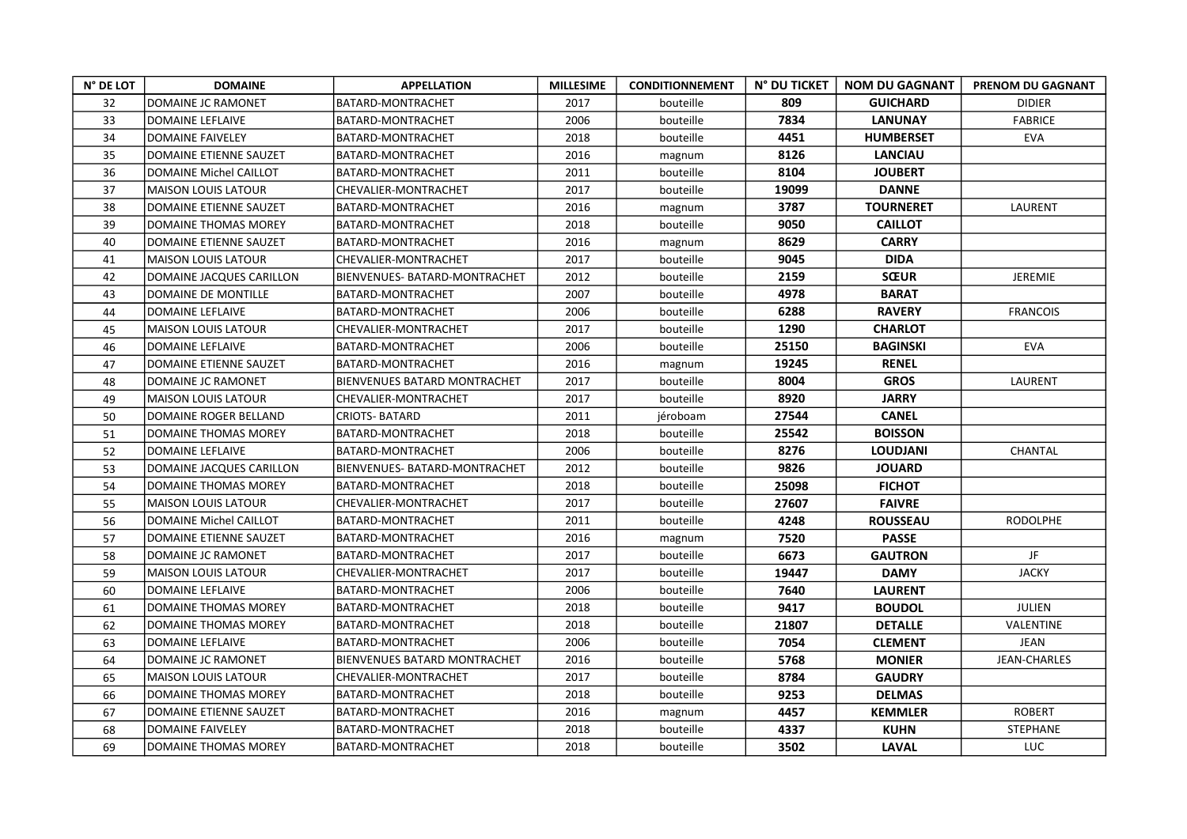| N° DE LOT | DOMAINE | APPELLATION | MILLESIME | CONDITIONNEMENT | N° DU TICKET | NOM DU GAGNANT | PRENOM DU GAGNANT |
|---|---|---|---|---|---|---|---|
| 32 | DOMAINE JC RAMONET | BATARD-MONTRACHET | 2017 | bouteille | **809** | **GUICHARD** | DIDIER |
| 33 | DOMAINE LEFLAIVE | BATARD-MONTRACHET | 2006 | bouteille | **7834** | **LANUNAY** | FABRICE |
| 34 | DOMAINE FAIVELEY | BATARD-MONTRACHET | 2018 | bouteille | **4451** | **HUMBERSET** | EVA |
| 35 | DOMAINE ETIENNE SAUZET | BATARD-MONTRACHET | 2016 | magnum | **8126** | **LANCIAU** | |
| 36 | DOMAINE Michel CAILLOT | BATARD-MONTRACHET | 2011 | bouteille | **8104** | **JOUBERT** | |
| 37 | MAISON LOUIS LATOUR | CHEVALIER-MONTRACHET | 2017 | bouteille | **19099** | **DANNE** | |
| 38 | DOMAINE ETIENNE SAUZET | BATARD-MONTRACHET | 2016 | magnum | **3787** | **TOURNERET** | LAURENT |
| 39 | DOMAINE THOMAS MOREY | BATARD-MONTRACHET | 2018 | bouteille | **9050** | **CAILLOT** | |
| 40 | DOMAINE ETIENNE SAUZET | BATARD-MONTRACHET | 2016 | magnum | **8629** | **CARRY** | |
| 41 | MAISON LOUIS LATOUR | CHEVALIER-MONTRACHET | 2017 | bouteille | **9045** | **DIDA** | |
| 42 | DOMAINE JACQUES CARILLON | BIENVENUES- BATARD-MONTRACHET | 2012 | bouteille | **2159** | **SŒUR** | JEREMIE |
| 43 | DOMAINE DE MONTILLE | BATARD-MONTRACHET | 2007 | bouteille | **4978** | **BARAT** | |
| 44 | DOMAINE LEFLAIVE | BATARD-MONTRACHET | 2006 | bouteille | **6288** | **RAVERY** | FRANCOIS |
| 45 | MAISON LOUIS LATOUR | CHEVALIER-MONTRACHET | 2017 | bouteille | **1290** | **CHARLOT** | |
| 46 | DOMAINE LEFLAIVE | BATARD-MONTRACHET | 2006 | bouteille | **25150** | **BAGINSKI** | EVA |
| 47 | DOMAINE ETIENNE SAUZET | BATARD-MONTRACHET | 2016 | magnum | **19245** | **RENEL** | |
| 48 | DOMAINE JC RAMONET | BIENVENUES BATARD MONTRACHET | 2017 | bouteille | **8004** | **GROS** | LAURENT |
| 49 | MAISON LOUIS LATOUR | CHEVALIER-MONTRACHET | 2017 | bouteille | **8920** | **JARRY** | |
| 50 | DOMAINE ROGER BELLAND | CRIOTS- BATARD | 2011 | jéroboam | **27544** | **CANEL** | |
| 51 | DOMAINE THOMAS MOREY | BATARD-MONTRACHET | 2018 | bouteille | **25542** | **BOISSON** | |
| 52 | DOMAINE LEFLAIVE | BATARD-MONTRACHET | 2006 | bouteille | **8276** | **LOUDJANI** | CHANTAL |
| 53 | DOMAINE JACQUES CARILLON | BIENVENUES- BATARD-MONTRACHET | 2012 | bouteille | **9826** | **JOUARD** | |
| 54 | DOMAINE THOMAS MOREY | BATARD-MONTRACHET | 2018 | bouteille | **25098** | **FICHOT** | |
| 55 | MAISON LOUIS LATOUR | CHEVALIER-MONTRACHET | 2017 | bouteille | **27607** | **FAIVRE** | |
| 56 | DOMAINE Michel CAILLOT | BATARD-MONTRACHET | 2011 | bouteille | **4248** | **ROUSSEAU** | RODOLPHE |
| 57 | DOMAINE ETIENNE SAUZET | BATARD-MONTRACHET | 2016 | magnum | **7520** | **PASSE** | |
| 58 | DOMAINE JC RAMONET | BATARD-MONTRACHET | 2017 | bouteille | **6673** | **GAUTRON** | JF |
| 59 | MAISON LOUIS LATOUR | CHEVALIER-MONTRACHET | 2017 | bouteille | **19447** | **DAMY** | JACKY |
| 60 | DOMAINE LEFLAIVE | BATARD-MONTRACHET | 2006 | bouteille | **7640** | **LAURENT** | |
| 61 | DOMAINE THOMAS MOREY | BATARD-MONTRACHET | 2018 | bouteille | **9417** | **BOUDOL** | JULIEN |
| 62 | DOMAINE THOMAS MOREY | BATARD-MONTRACHET | 2018 | bouteille | **21807** | **DETALLE** | VALENTINE |
| 63 | DOMAINE LEFLAIVE | BATARD-MONTRACHET | 2006 | bouteille | **7054** | **CLEMENT** | JEAN |
| 64 | DOMAINE JC RAMONET | BIENVENUES BATARD MONTRACHET | 2016 | bouteille | **5768** | **MONIER** | JEAN-CHARLES |
| 65 | MAISON LOUIS LATOUR | CHEVALIER-MONTRACHET | 2017 | bouteille | **8784** | **GAUDRY** | |
| 66 | DOMAINE THOMAS MOREY | BATARD-MONTRACHET | 2018 | bouteille | **9253** | **DELMAS** | |
| 67 | DOMAINE ETIENNE SAUZET | BATARD-MONTRACHET | 2016 | magnum | **4457** | **KEMMLER** | ROBERT |
| 68 | DOMAINE FAIVELEY | BATARD-MONTRACHET | 2018 | bouteille | **4337** | **KUHN** | STEPHANE |
| 69 | DOMAINE THOMAS MOREY | BATARD-MONTRACHET | 2018 | bouteille | **3502** | **LAVAL** | LUC |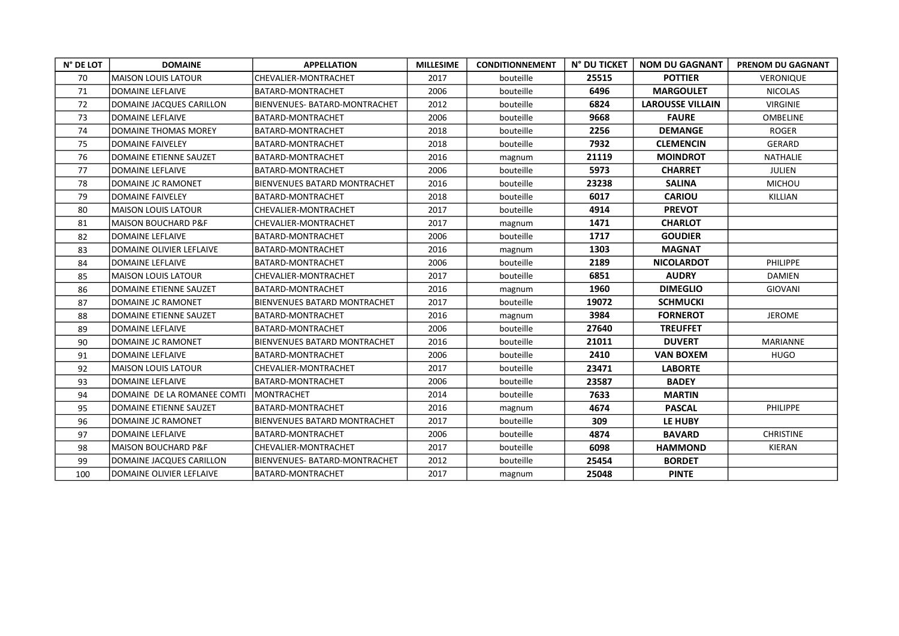| N° DE LOT | DOMAINE | APPELLATION | MILLESIME | CONDITIONNEMENT | N° DU TICKET | NOM DU GAGNANT | PRENOM DU GAGNANT |
|---|---|---|---|---|---|---|---|
| 70 | MAISON LOUIS LATOUR | CHEVALIER-MONTRACHET | 2017 | bouteille | **25515** | **POTTIER** | VERONIQUE |
| 71 | DOMAINE LEFLAIVE | BATARD-MONTRACHET | 2006 | bouteille | **6496** | **MARGOULET** | NICOLAS |
| 72 | DOMAINE JACQUES CARILLON | BIENVENUES- BATARD-MONTRACHET | 2012 | bouteille | **6824** | **LAROUSSE VILLAIN** | VIRGINIE |
| 73 | DOMAINE LEFLAIVE | BATARD-MONTRACHET | 2006 | bouteille | **9668** | **FAURE** | OMBELINE |
| 74 | DOMAINE THOMAS MOREY | BATARD-MONTRACHET | 2018 | bouteille | **2256** | **DEMANGE** | ROGER |
| 75 | DOMAINE FAIVELEY | BATARD-MONTRACHET | 2018 | bouteille | **7932** | **CLEMENCIN** | GERARD |
| 76 | DOMAINE ETIENNE SAUZET | BATARD-MONTRACHET | 2016 | magnum | **21119** | **MOINDROT** | NATHALIE |
| 77 | DOMAINE LEFLAIVE | BATARD-MONTRACHET | 2006 | bouteille | **5973** | **CHARRET** | JULIEN |
| 78 | DOMAINE JC RAMONET | BIENVENUES BATARD MONTRACHET | 2016 | bouteille | **23238** | **SALINA** | MICHOU |
| 79 | DOMAINE FAIVELEY | BATARD-MONTRACHET | 2018 | bouteille | **6017** | **CARIOU** | KILLIAN |
| 80 | MAISON LOUIS LATOUR | CHEVALIER-MONTRACHET | 2017 | bouteille | **4914** | **PREVOT** | |
| 81 | MAISON BOUCHARD P&F | CHEVALIER-MONTRACHET | 2017 | magnum | **1471** | **CHARLOT** | |
| 82 | DOMAINE LEFLAIVE | BATARD-MONTRACHET | 2006 | bouteille | **1717** | **GOUDIER** | |
| 83 | DOMAINE OLIVIER LEFLAIVE | BATARD-MONTRACHET | 2016 | magnum | **1303** | **MAGNAT** | |
| 84 | DOMAINE LEFLAIVE | BATARD-MONTRACHET | 2006 | bouteille | **2189** | **NICOLARDOT** | PHILIPPE |
| 85 | MAISON LOUIS LATOUR | CHEVALIER-MONTRACHET | 2017 | bouteille | **6851** | **AUDRY** | DAMIEN |
| 86 | DOMAINE ETIENNE SAUZET | BATARD-MONTRACHET | 2016 | magnum | **1960** | **DIMEGLIO** | GIOVANI |
| 87 | DOMAINE JC RAMONET | BIENVENUES BATARD MONTRACHET | 2017 | bouteille | **19072** | **SCHMUCKI** | |
| 88 | DOMAINE ETIENNE SAUZET | BATARD-MONTRACHET | 2016 | magnum | **3984** | **FORNEROT** | JEROME |
| 89 | DOMAINE LEFLAIVE | BATARD-MONTRACHET | 2006 | bouteille | **27640** | **TREUFFET** | |
| 90 | DOMAINE JC RAMONET | BIENVENUES BATARD MONTRACHET | 2016 | bouteille | **21011** | **DUVERT** | MARIANNE |
| 91 | DOMAINE LEFLAIVE | BATARD-MONTRACHET | 2006 | bouteille | **2410** | **VAN BOXEM** | HUGO |
| 92 | MAISON LOUIS LATOUR | CHEVALIER-MONTRACHET | 2017 | bouteille | **23471** | **LABORTE** | |
| 93 | DOMAINE LEFLAIVE | BATARD-MONTRACHET | 2006 | bouteille | **23587** | **BADEY** | |
| 94 | DOMAINE DE LA ROMANEE COMTI | MONTRACHET | 2014 | bouteille | **7633** | **MARTIN** | |
| 95 | DOMAINE ETIENNE SAUZET | BATARD-MONTRACHET | 2016 | magnum | **4674** | **PASCAL** | PHILIPPE |
| 96 | DOMAINE JC RAMONET | BIENVENUES BATARD MONTRACHET | 2017 | bouteille | **309** | **LE HUBY** | |
| 97 | DOMAINE LEFLAIVE | BATARD-MONTRACHET | 2006 | bouteille | **4874** | **BAVARD** | CHRISTINE |
| 98 | MAISON BOUCHARD P&F | CHEVALIER-MONTRACHET | 2017 | bouteille | **6098** | **HAMMOND** | KIERAN |
| 99 | DOMAINE JACQUES CARILLON | BIENVENUES- BATARD-MONTRACHET | 2012 | bouteille | **25454** | **BORDET** | |
| 100 | DOMAINE OLIVIER LEFLAIVE | BATARD-MONTRACHET | 2017 | magnum | **25048** | **PINTE** | |